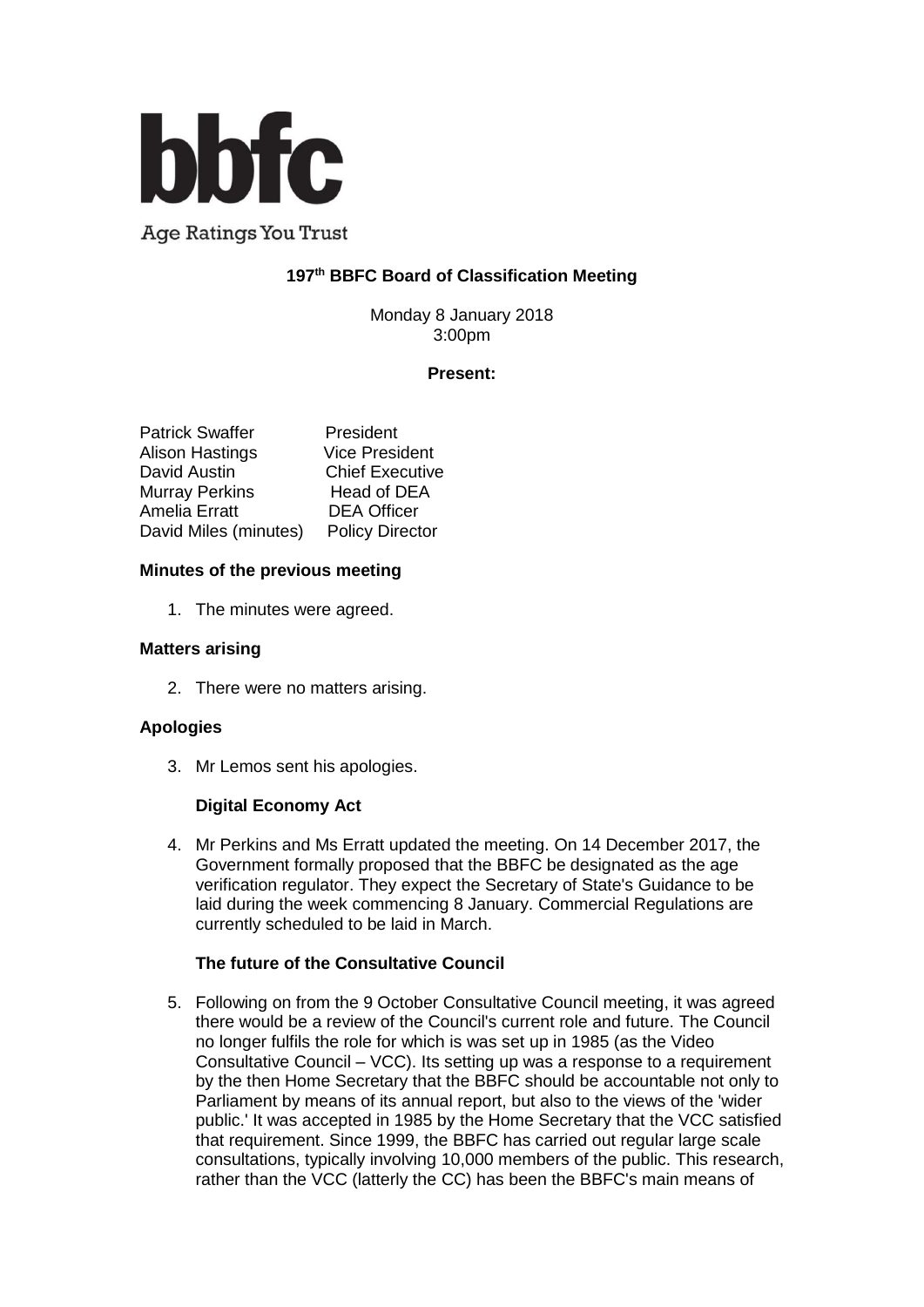bbfc

Age Ratings You Trust

# 197th BBFC Board of Classification Meeting

Monday 8 January 2018
3:00pm

**Present:**

| | |
|---|---|
| Patrick Swaffer | President |
| Alison Hastings | Vice President |
| David Austin | Chief Executive |
| Murray Perkins | Head of DEA |
| Amelia Erratt | DEA Officer |
| David Miles (minutes) | Policy Director |

**Minutes of the previous meeting**

1. The minutes were agreed.

**Matters arising**

2. There were no matters arising.

**Apologies**

3. Mr Lemos sent his apologies.

**Digital Economy Act**

4. Mr Perkins and Ms Erratt updated the meeting. On 14 December 2017, the Government formally proposed that the BBFC be designated as the age verification regulator. They expect the Secretary of State's Guidance to be laid during the week commencing 8 January. Commercial Regulations are currently scheduled to be laid in March.

**The future of the Consultative Council**

5. Following on from the 9 October Consultative Council meeting, it was agreed there would be a review of the Council's current role and future. The Council no longer fulfils the role for which is was set up in 1985 (as the Video Consultative Council – VCC). Its setting up was a response to a requirement by the then Home Secretary that the BBFC should be accountable not only to Parliament by means of its annual report, but also to the views of the 'wider public.' It was accepted in 1985 by the Home Secretary that the VCC satisfied that requirement. Since 1999, the BBFC has carried out regular large scale consultations, typically involving 10,000 members of the public. This research, rather than the VCC (latterly the CC) has been the BBFC's main means of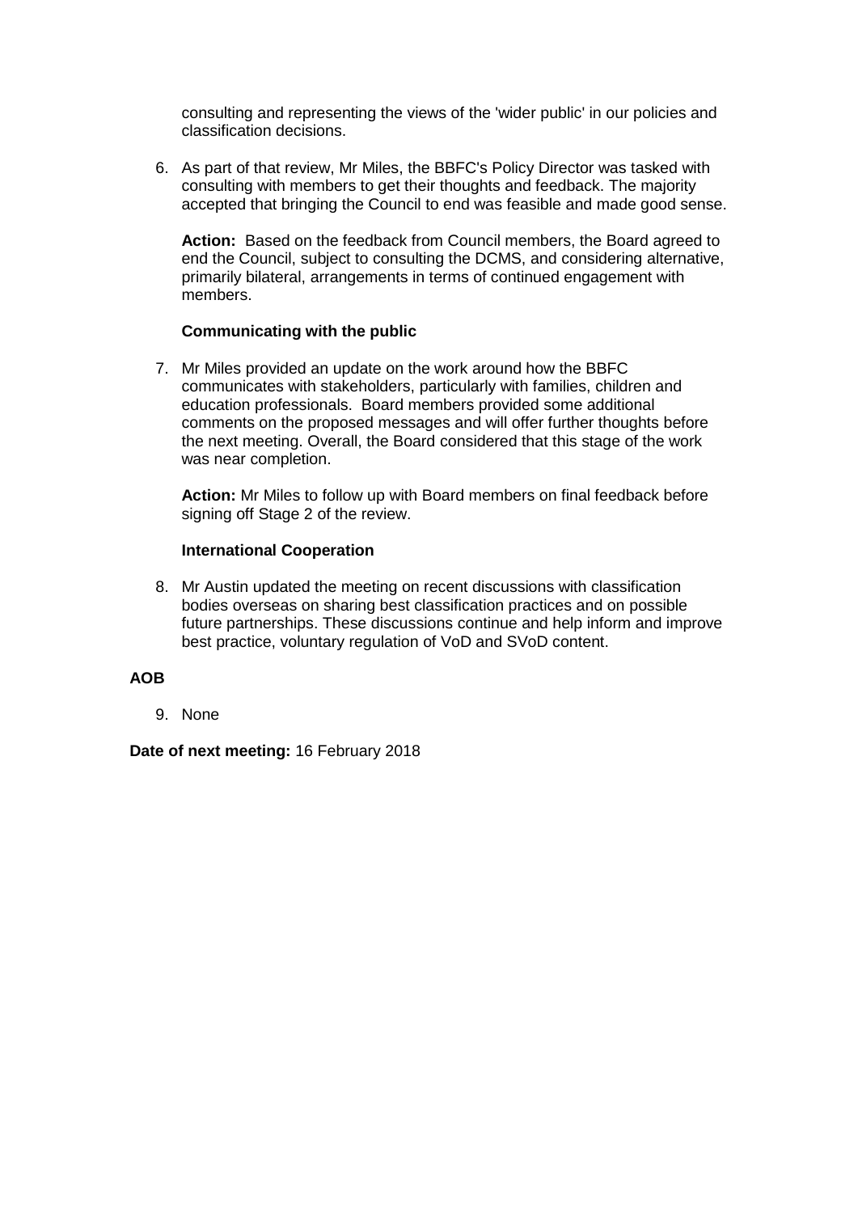consulting and representing the views of the 'wider public' in our policies and classification decisions.

6. As part of that review, Mr Miles, the BBFC's Policy Director was tasked with consulting with members to get their thoughts and feedback. The majority accepted that bringing the Council to end was feasible and made good sense.

   **Action:** Based on the feedback from Council members, the Board agreed to end the Council, subject to consulting the DCMS, and considering alternative, primarily bilateral, arrangements in terms of continued engagement with members.

   **Communicating with the public**

7. Mr Miles provided an update on the work around how the BBFC communicates with stakeholders, particularly with families, children and education professionals. Board members provided some additional comments on the proposed messages and will offer further thoughts before the next meeting. Overall, the Board considered that this stage of the work was near completion.

   **Action:** Mr Miles to follow up with Board members on final feedback before signing off Stage 2 of the review.

   **International Cooperation**

8. Mr Austin updated the meeting on recent discussions with classification bodies overseas on sharing best classification practices and on possible future partnerships. These discussions continue and help inform and improve best practice, voluntary regulation of VoD and SVoD content.

**AOB**

9. None

**Date of next meeting:** 16 February 2018